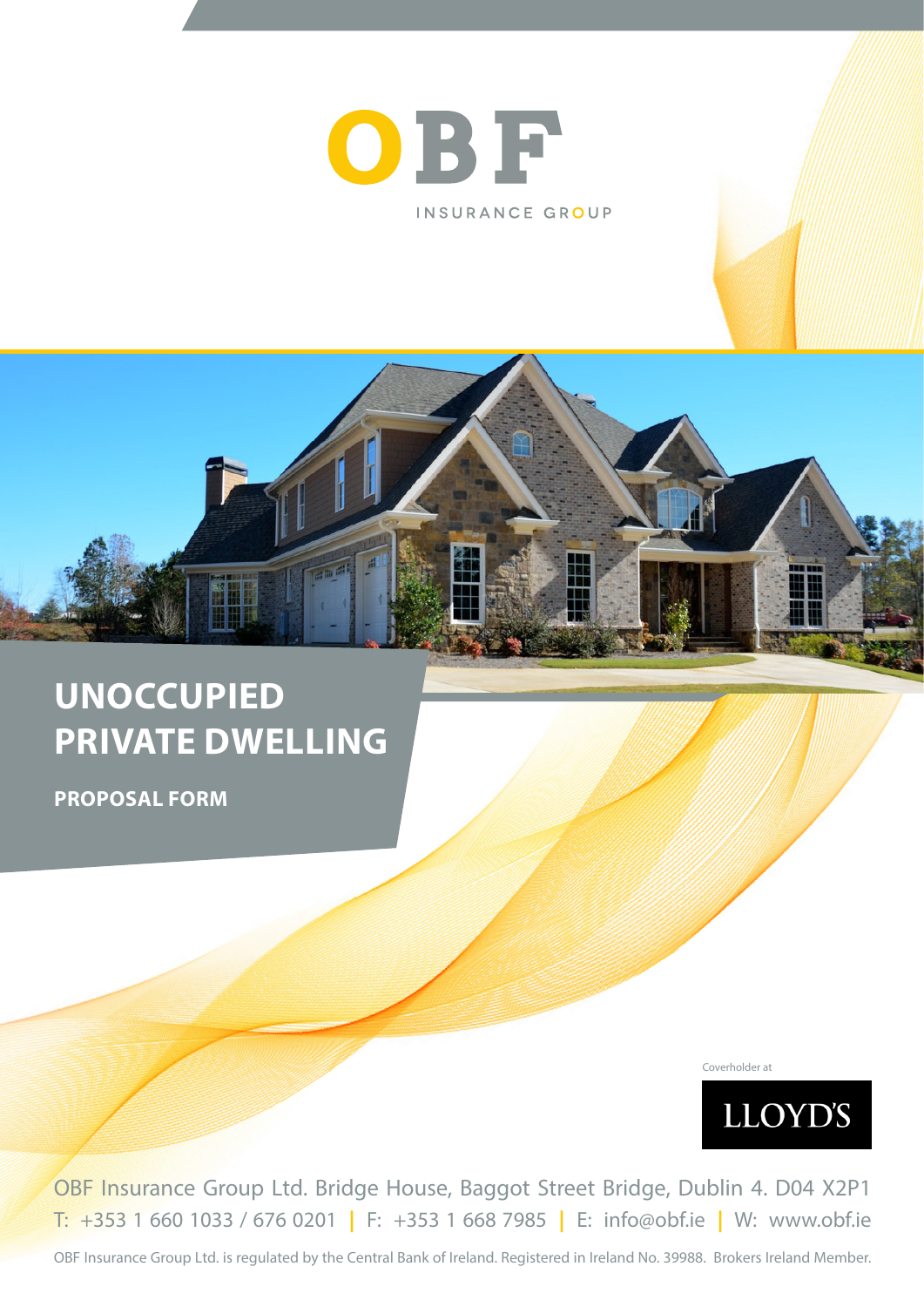OBF

INSURANCE GROUP

# UNOCCUPIED PRIVATE DWELLING

## PROPOSAL FORM

Coverholder at

LLOYD'S

OBF Insurance Group Ltd. Bridge House, Baggot Street Bridge, Dublin 4. D04 X2P1

T: +353 1 660 1033 / 676 0201 | F: +353 1 668 7985 | E: info@obf.ie | W: www.obf.ie

OBF Insurance Group Ltd. is regulated by the Central Bank of Ireland. Registered in Ireland No. 39988. Brokers Ireland Member.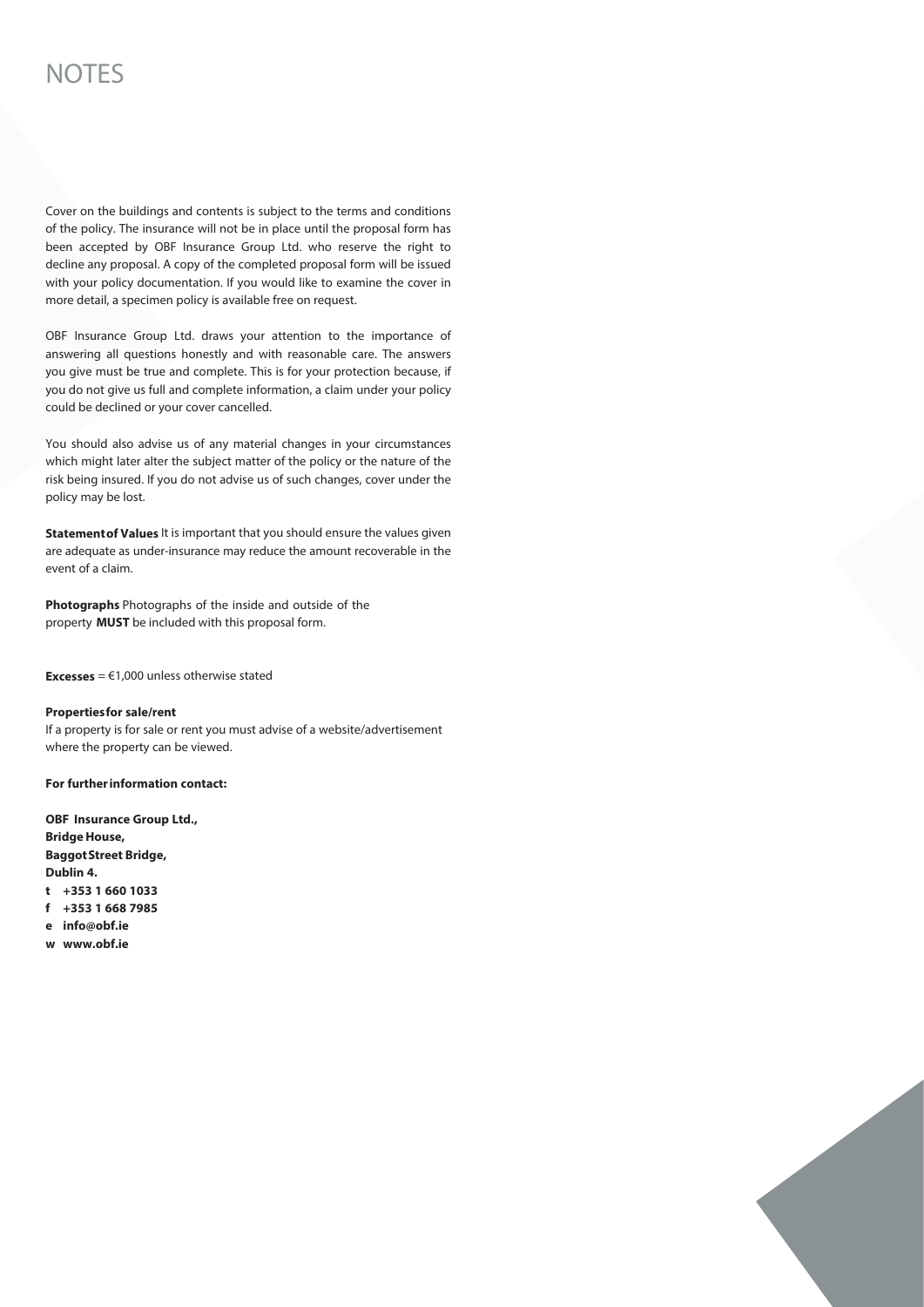# NOTES

Cover on the buildings and contents is subject to the terms and conditions of the policy. The insurance will not be in place until the proposal form has been accepted by OBF Insurance Group Ltd. who reserve the right to decline any proposal. A copy of the completed proposal form will be issued with your policy documentation. If you would like to examine the cover in more detail, a specimen policy is available free on request.

OBF Insurance Group Ltd. draws your attention to the importance of answering all questions honestly and with reasonable care. The answers you give must be true and complete. This is for your protection because, if you do not give us full and complete information, a claim under your policy could be declined or your cover cancelled.

You should also advise us of any material changes in your circumstances which might later alter the subject matter of the policy or the nature of the risk being insured. If you do not advise us of such changes, cover under the policy may be lost.

**Statement of Values** It is important that you should ensure the values given are adequate as under-insurance may reduce the amount recoverable in the event of a claim.

**Photographs** Photographs of the inside and outside of the property **MUST** be included with this proposal form.

**Excesses** = €1,000 unless otherwise stated

**Properties for sale/rent**
If a property is for sale or rent you must advise of a website/advertisement where the property can be viewed.

**For further information contact:**

**OBF Insurance Group Ltd.,**
**Bridge House,**
**Baggot Street Bridge,**
**Dublin 4.**
**t +353 1 660 1033**
**f +353 1 668 7985**
**e info@obf.ie**
**w www.obf.ie**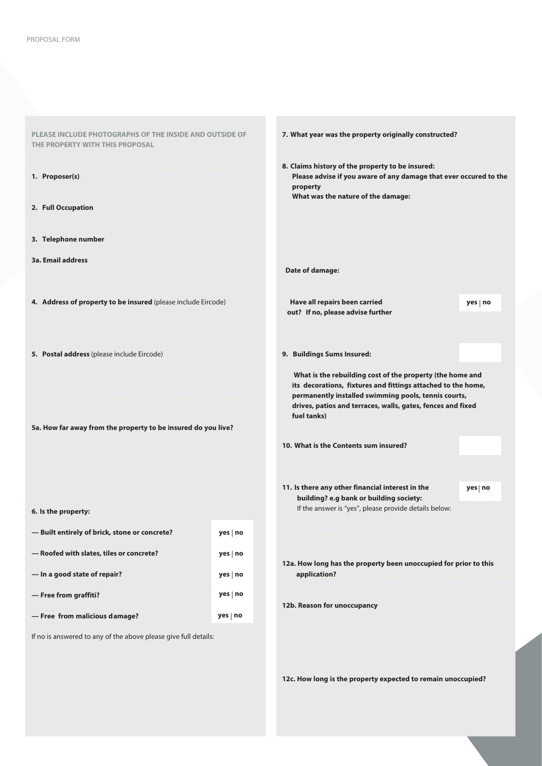PROPOSAL FORM

**PLEASE INCLUDE PHOTOGRAPHS OF THE INSIDE AND OUTSIDE OF THE PROPERTY WITH THIS PROPOSAL**

**1. Proposer(s)**

**2. Full Occupation**

**3. Telephone number**

**3a. Email address**

**4. Address of property to be insured** (please include Eircode)

**5. Postal address** (please include Eircode)

**5a. How far away from the property to be insured do you live?**

**6. Is the property:**

| | |
|---|---|
| **— Built entirely of brick, stone or concrete?** | **yes** \| **no** |
| **— Roofed with slates, tiles or concrete?** | **yes** \| **no** |
| **— In a good state of repair?** | **yes** \| **no** |
| **— Free from graffiti?** | **yes** \| **no** |
| **— Free from malicious damage?** | **yes** \| **no** |

If no is answered to any of the above please give full details:

**7. What year was the property originally constructed?**

**8. Claims history of the property to be insured:**
**Please advise if you aware of any damage that ever occured to the property**
**What was the nature of the damage:**

**Date of damage:**

**Have all repairs been carried out? If no, please advise further** — **yes** | **no**

**9. Buildings Sums Insured:**

**What is the rebuilding cost of the property (the home and its decorations, fixtures and fittings attached to the home, permanently installed swimming pools, tennis courts, drives, patios and terraces, walls, gates, fences and fixed fuel tanks)**

**10. What is the Contents sum insured?**

**11. Is there any other financial interest in the building? e.g bank or building society:** — **yes** | **no**
If the answer is "yes", please provide details below:

**12a. How long has the property been unoccupied for prior to this application?**

**12b. Reason for unoccupancy**

**12c. How long is the property expected to remain unoccupied?**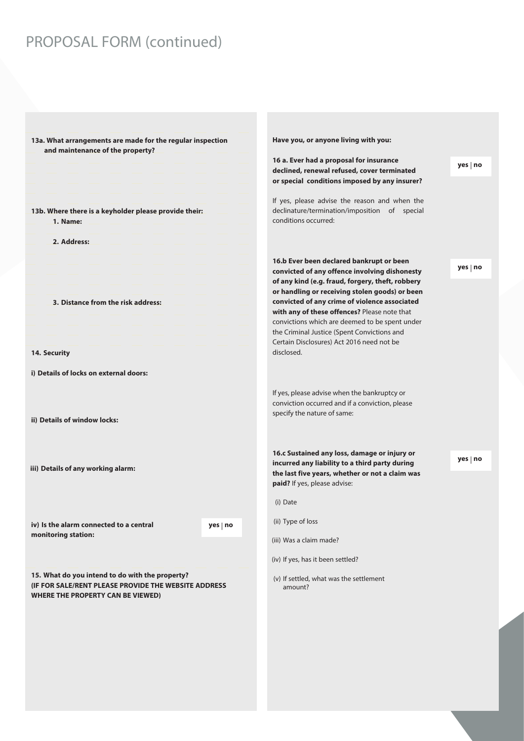# PROPOSAL FORM (continued)

**13a. What arrangements are made for the regular inspection and maintenance of the property?**

**13b. Where there is a keyholder please provide their:**

**1. Name:**

**2. Address:**

**3. Distance from the risk address:**

**14. Security**

**i) Details of locks on external doors:**

**ii) Details of window locks:**

**iii) Details of any working alarm:**

**iv) Is the alarm connected to a central monitoring station:** **yes** | **no**

**15. What do you intend to do with the property? (IF FOR SALE/RENT PLEASE PROVIDE THE WEBSITE ADDRESS WHERE THE PROPERTY CAN BE VIEWED)**

**Have you, or anyone living with you:**

**16 a. Ever had a proposal for insurance declined, renewal refused, cover terminated or special conditions imposed by any insurer?** **yes** | **no**

If yes, please advise the reason and when the declinature/termination/imposition of special conditions occurred:

**16.b Ever been declared bankrupt or been convicted of any offence involving dishonesty of any kind (e.g. fraud, forgery, theft, robbery or handling or receiving stolen goods) or been convicted of any crime of violence associated with any of these offences?** Please note that convictions which are deemed to be spent under the Criminal Justice (Spent Convictions and Certain Disclosures) Act 2016 need not be disclosed. **yes** | **no**

If yes, please advise when the bankruptcy or conviction occurred and if a conviction, please specify the nature of same:

**16.c Sustained any loss, damage or injury or incurred any liability to a third party during the last five years, whether or not a claim was paid?** If yes, please advise: **yes** | **no**

(i) Date

(ii) Type of loss

(iii) Was a claim made?

(iv) If yes, has it been settled?

(v) If settled, what was the settlement amount?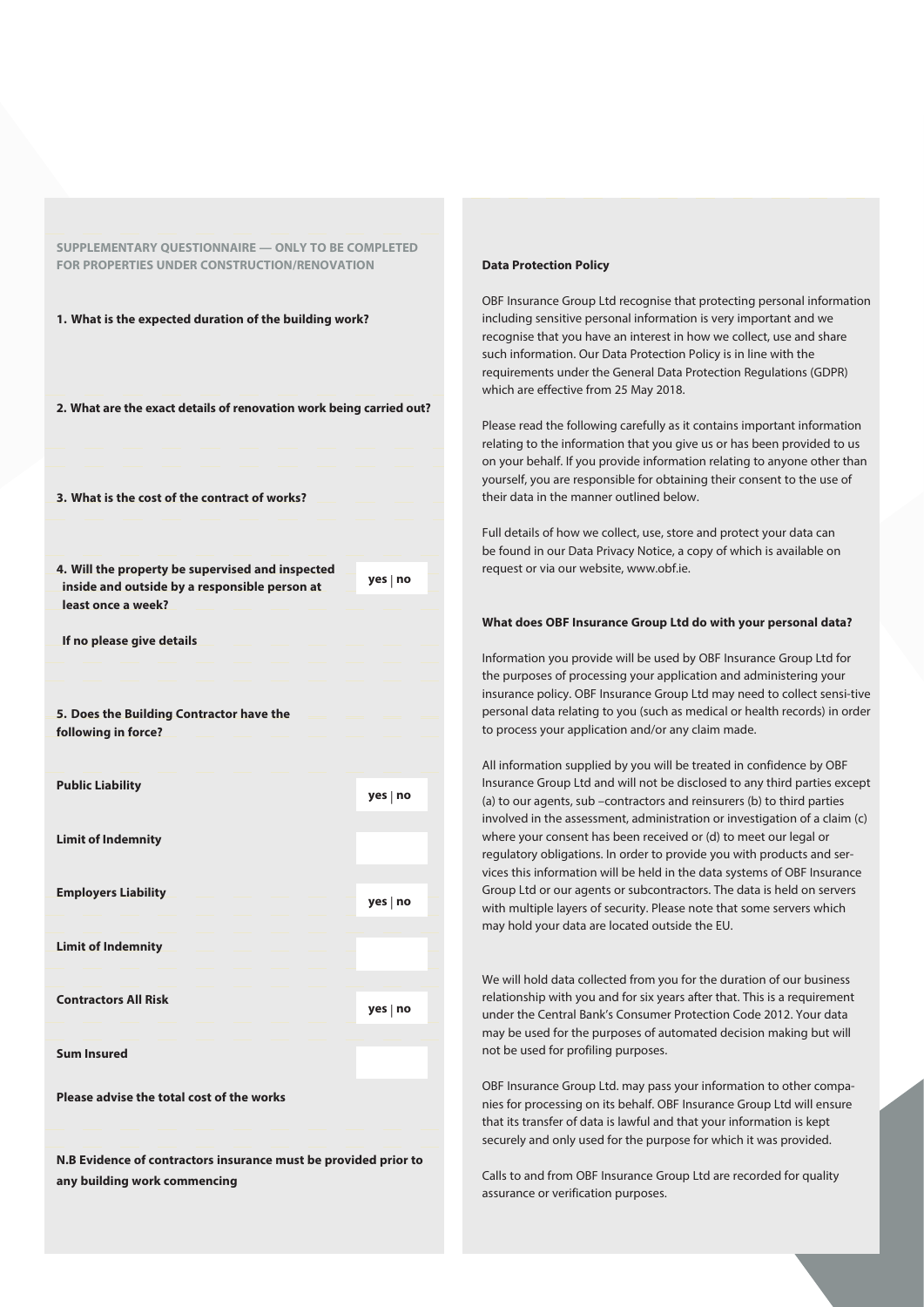## SUPPLEMENTARY QUESTIONNAIRE — ONLY TO BE COMPLETED FOR PROPERTIES UNDER CONSTRUCTION/RENOVATION

**1. What is the expected duration of the building work?**

**2. What are the exact details of renovation work being carried out?**

**3. What is the cost of the contract of works?**

**4. Will the property be supervised and inspected inside and outside by a responsible person at least once a week?** yes | no

**If no please give details**

**5. Does the Building Contractor have the following in force?**

| | |
|---|---|
| **Public Liability** | yes \| no |
| **Limit of Indemnity** | |
| **Employers Liability** | yes \| no |
| **Limit of Indemnity** | |
| **Contractors All Risk** | yes \| no |
| **Sum Insured** | |

**Please advise the total cost of the works**

**N.B Evidence of contractors insurance must be provided prior to any building work commencing**

### Data Protection Policy

OBF Insurance Group Ltd recognise that protecting personal information including sensitive personal information is very important and we recognise that you have an interest in how we collect, use and share such information. Our Data Protection Policy is in line with the requirements under the General Data Protection Regulations (GDPR) which are effective from 25 May 2018.

Please read the following carefully as it contains important information relating to the information that you give us or has been provided to us on your behalf. If you provide information relating to anyone other than yourself, you are responsible for obtaining their consent to the use of their data in the manner outlined below.

Full details of how we collect, use, store and protect your data can be found in our Data Privacy Notice, a copy of which is available on request or via our website, www.obf.ie.

### What does OBF Insurance Group Ltd do with your personal data?

Information you provide will be used by OBF Insurance Group Ltd for the purposes of processing your application and administering your insurance policy. OBF Insurance Group Ltd may need to collect sensi-tive personal data relating to you (such as medical or health records) in order to process your application and/or any claim made.

All information supplied by you will be treated in confidence by OBF Insurance Group Ltd and will not be disclosed to any third parties except (a) to our agents, sub –contractors and reinsurers (b) to third parties involved in the assessment, administration or investigation of a claim (c) where your consent has been received or (d) to meet our legal or regulatory obligations. In order to provide you with products and ser-vices this information will be held in the data systems of OBF Insurance Group Ltd or our agents or subcontractors. The data is held on servers with multiple layers of security. Please note that some servers which may hold your data are located outside the EU.

We will hold data collected from you for the duration of our business relationship with you and for six years after that. This is a requirement under the Central Bank's Consumer Protection Code 2012. Your data may be used for the purposes of automated decision making but will not be used for profiling purposes.

OBF Insurance Group Ltd. may pass your information to other compa-nies for processing on its behalf. OBF Insurance Group Ltd will ensure that its transfer of data is lawful and that your information is kept securely and only used for the purpose for which it was provided.

Calls to and from OBF Insurance Group Ltd are recorded for quality assurance or verification purposes.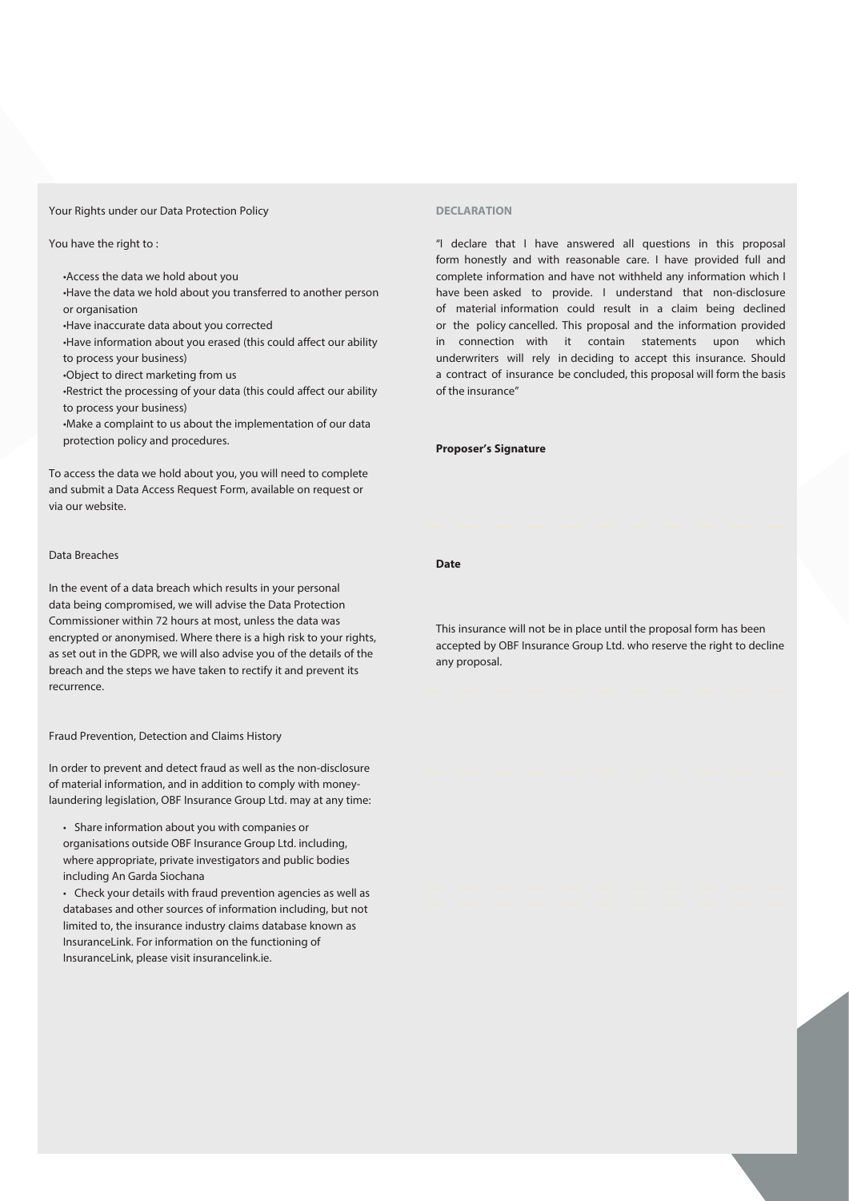Your Rights under our Data Protection Policy

You have the right to :

- Access the data we hold about you
- Have the data we hold about you transferred to another person or organisation
- Have inaccurate data about you corrected
- Have information about you erased (this could affect our ability to process your business)
- Object to direct marketing from us
- Restrict the processing of your data (this could affect our ability to process your business)
- Make a complaint to us about the implementation of our data protection policy and procedures.

To access the data we hold about you, you will need to complete and submit a Data Access Request Form, available on request or via our website.

Data Breaches

In the event of a data breach which results in your personal data being compromised, we will advise the Data Protection Commissioner within 72 hours at most, unless the data was encrypted or anonymised. Where there is a high risk to your rights, as set out in the GDPR, we will also advise you of the details of the breach and the steps we have taken to rectify it and prevent its recurrence.

Fraud Prevention, Detection and Claims History

In order to prevent and detect fraud as well as the non-disclosure of material information, and in addition to comply with money-laundering legislation, OBF Insurance Group Ltd. may at any time:

- Share information about you with companies or organisations outside OBF Insurance Group Ltd. including, where appropriate, private investigators and public bodies including An Garda Siochana
- Check your details with fraud prevention agencies as well as databases and other sources of information including, but not limited to, the insurance industry claims database known as InsuranceLink. For information on the functioning of InsuranceLink, please visit insurancelink.ie.

**DECLARATION**

"I declare that I have answered all questions in this proposal form honestly and with reasonable care. I have provided full and complete information and have not withheld any information which I have been asked to provide. I understand that non-disclosure of material information could result in a claim being declined or the policy cancelled. This proposal and the information provided in connection with it contain statements upon which underwriters will rely in deciding to accept this insurance. Should a contract of insurance be concluded, this proposal will form the basis of the insurance"

**Proposer's Signature**

**Date**

This insurance will not be in place until the proposal form has been accepted by OBF Insurance Group Ltd. who reserve the right to decline any proposal.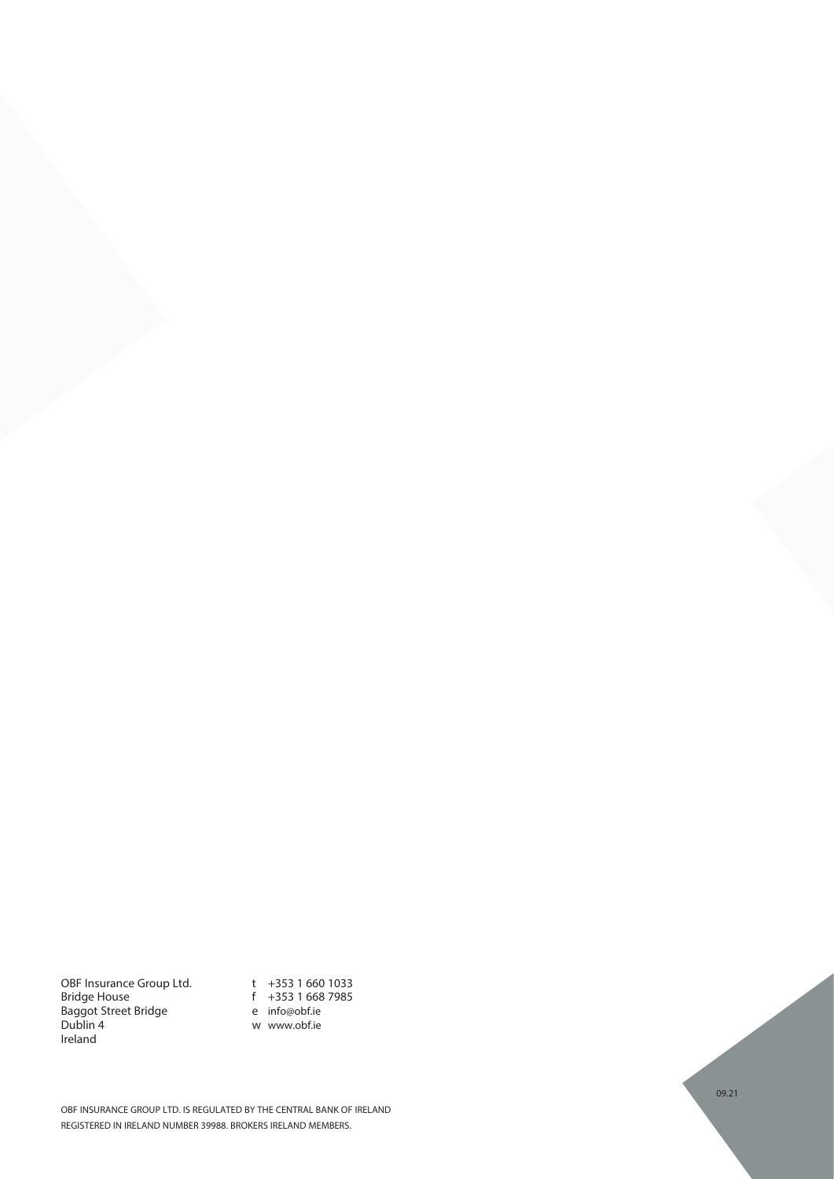OBF Insurance Group Ltd.
Bridge House
Baggot Street Bridge
Dublin 4
Ireland

t +353 1 660 1033
f +353 1 668 7985
e info@obf.ie
w www.obf.ie

09.21

OBF INSURANCE GROUP LTD. IS REGULATED BY THE CENTRAL BANK OF IRELAND
REGISTERED IN IRELAND NUMBER 39988. BROKERS IRELAND MEMBERS.